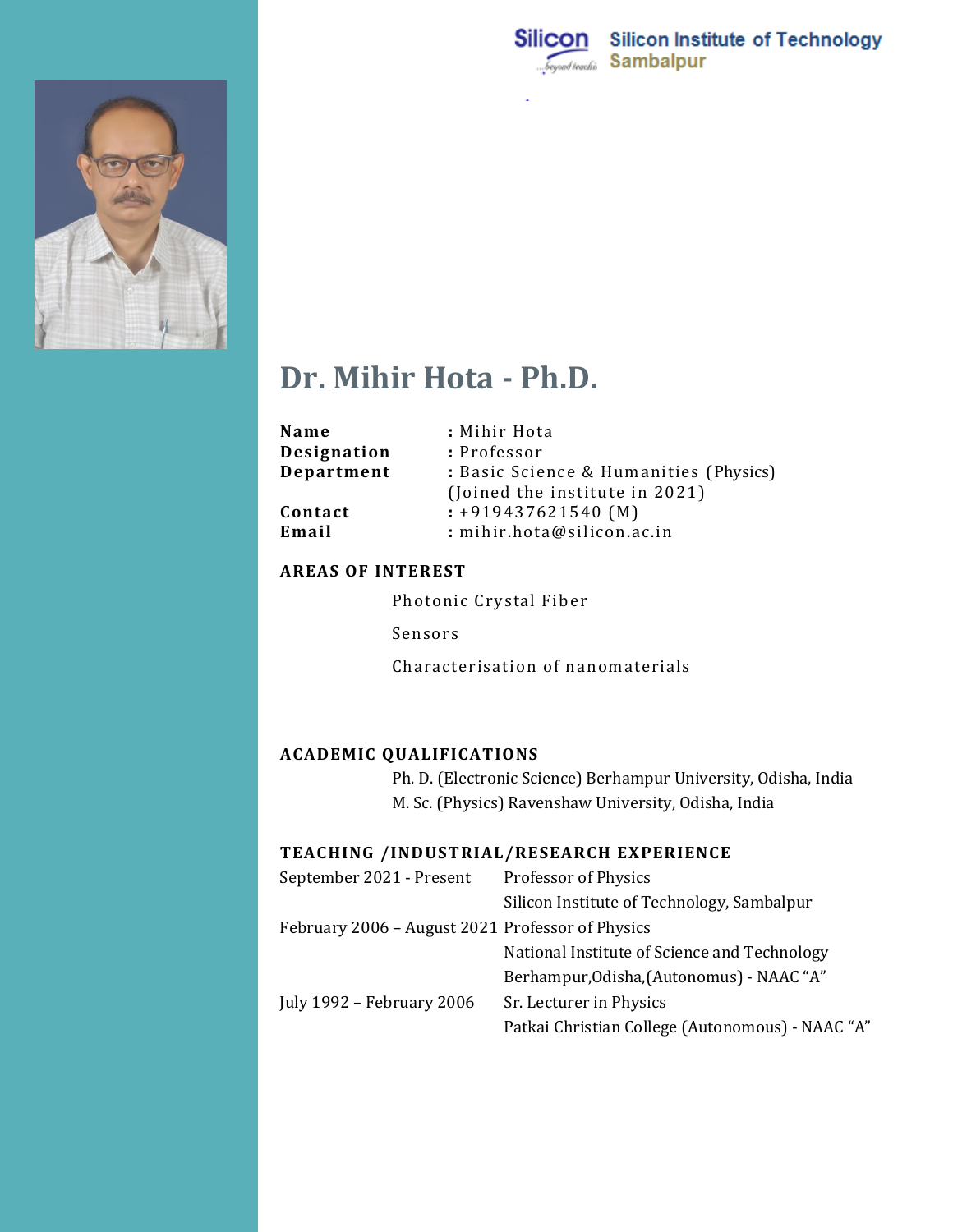Silicon Institute of Technology
Sambalpur

# Dr. Mihir Hota - Ph.D.

| | |
|---|---|
| **Name** | : Mihir Hota |
| **Designation** | : Professor |
| **Department** | : Basic Science & Humanities (Physics) (Joined the institute in 2021) |
| **Contact** | : +919437621540 (M) |
| **Email** | : mihir.hota@silicon.ac.in |

## AREAS OF INTEREST

Photonic Crystal Fiber

Sensors

Characterisation of nanomaterials

## ACADEMIC QUALIFICATIONS

Ph. D. (Electronic Science) Berhampur University, Odisha, India
M. Sc. (Physics) Ravenshaw University, Odisha, India

## TEACHING /INDUSTRIAL/RESEARCH EXPERIENCE

| | |
|---|---|
| September 2021 - Present | Professor of Physics<br>Silicon Institute of Technology, Sambalpur |
| February 2006 – August 2021 | Professor of Physics<br>National Institute of Science and Technology<br>Berhampur,Odisha,(Autonomus) - NAAC "A" |
| July 1992 – February 2006 | Sr. Lecturer in Physics<br>Patkai Christian College (Autonomous) - NAAC "A" |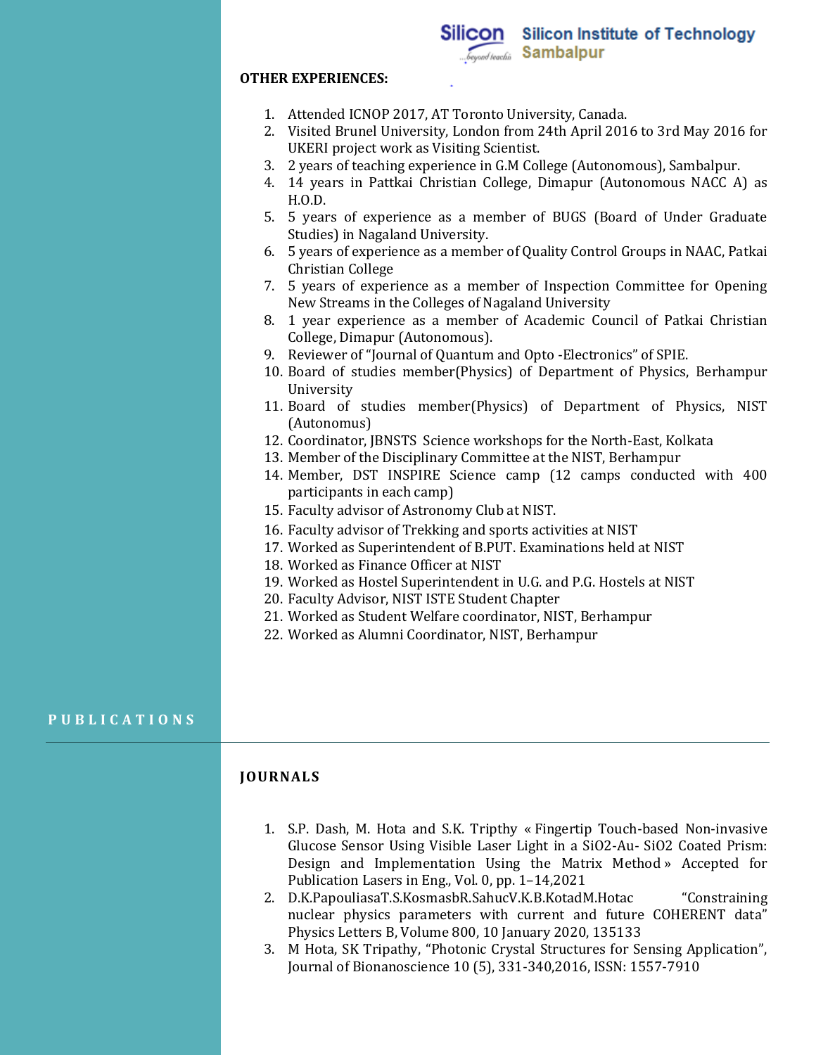**OTHER EXPERIENCES:**

1. Attended ICNOP 2017, AT Toronto University, Canada.
2. Visited Brunel University, London from 24th April 2016 to 3rd May 2016 for UKERI project work as Visiting Scientist.
3. 2 years of teaching experience in G.M College (Autonomous), Sambalpur.
4. 14 years in Pattkai Christian College, Dimapur (Autonomous NACC A) as H.O.D.
5. 5 years of experience as a member of BUGS (Board of Under Graduate Studies) in Nagaland University.
6. 5 years of experience as a member of Quality Control Groups in NAAC, Patkai Christian College
7. 5 years of experience as a member of Inspection Committee for Opening New Streams in the Colleges of Nagaland University
8. 1 year experience as a member of Academic Council of Patkai Christian College, Dimapur (Autonomous).
9. Reviewer of "Journal of Quantum and Opto -Electronics" of SPIE.
10. Board of studies member(Physics) of Department of Physics, Berhampur University
11. Board of studies member(Physics) of Department of Physics, NIST (Autonomus)
12. Coordinator, JBNSTS Science workshops for the North-East, Kolkata
13. Member of the Disciplinary Committee at the NIST, Berhampur
14. Member, DST INSPIRE Science camp (12 camps conducted with 400 participants in each camp)
15. Faculty advisor of Astronomy Club at NIST.
16. Faculty advisor of Trekking and sports activities at NIST
17. Worked as Superintendent of B.PUT. Examinations held at NIST
18. Worked as Finance Officer at NIST
19. Worked as Hostel Superintendent in U.G. and P.G. Hostels at NIST
20. Faculty Advisor, NIST ISTE Student Chapter
21. Worked as Student Welfare coordinator, NIST, Berhampur
22. Worked as Alumni Coordinator, NIST, Berhampur

## PUBLICATIONS

### JOURNALS

1. S.P. Dash, M. Hota and S.K. Tripthy « Fingertip Touch-based Non-invasive Glucose Sensor Using Visible Laser Light in a SiO2-Au- SiO2 Coated Prism: Design and Implementation Using the Matrix Method » Accepted for Publication Lasers in Eng., Vol. 0, pp. 1–14,2021
2. D.K.PapouliasaT.S.KosmasbR.SahucV.K.B.KotadM.Hotac "Constraining nuclear physics parameters with current and future COHERENT data" Physics Letters B, Volume 800, 10 January 2020, 135133
3. M Hota, SK Tripathy, "Photonic Crystal Structures for Sensing Application", Journal of Bionanoscience 10 (5), 331-340,2016, ISSN: 1557-7910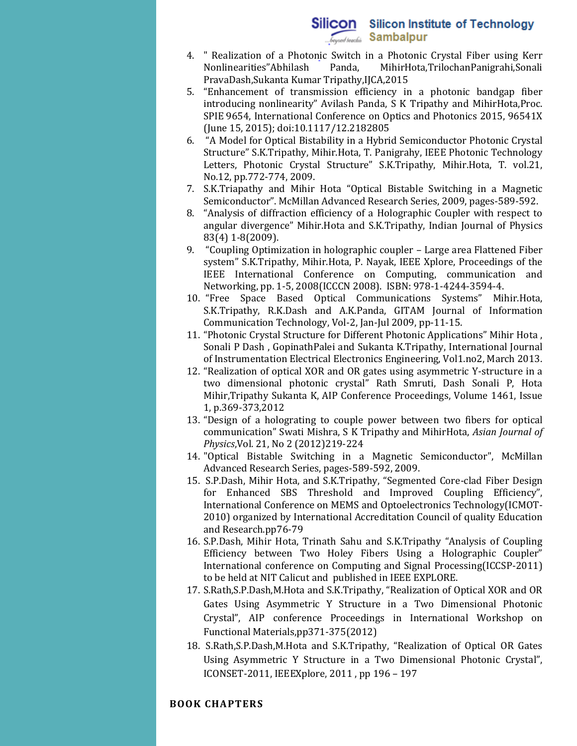4. " Realization of a Photonic Switch in a Photonic Crystal Fiber using Kerr Nonlinearities"Abhilash Panda, MihirHota,TrilochanPanigrahi,Sonali PravaDash,Sukanta Kumar Tripathy,IJCA,2015
5. "Enhancement of transmission efficiency in a photonic bandgap fiber introducing nonlinearity" Avilash Panda, S K Tripathy and MihirHota,Proc. SPIE 9654, International Conference on Optics and Photonics 2015, 96541X (June 15, 2015); doi:10.1117/12.2182805
6. "A Model for Optical Bistability in a Hybrid Semiconductor Photonic Crystal Structure" S.K.Tripathy, Mihir.Hota, T. Panigrahy, IEEE Photonic Technology Letters, Photonic Crystal Structure" S.K.Tripathy, Mihir.Hota, T. vol.21, No.12, pp.772-774, 2009.
7. S.K.Triapathy and Mihir Hota "Optical Bistable Switching in a Magnetic Semiconductor". McMillan Advanced Research Series, 2009, pages-589-592.
8. "Analysis of diffraction efficiency of a Holographic Coupler with respect to angular divergence" Mihir.Hota and S.K.Tripathy, Indian Journal of Physics 83(4) 1-8(2009).
9. "Coupling Optimization in holographic coupler – Large area Flattened Fiber system" S.K.Tripathy, Mihir.Hota, P. Nayak, IEEE Xplore, Proceedings of the IEEE International Conference on Computing, communication and Networking, pp. 1-5, 2008(ICCCN 2008). ISBN: 978-1-4244-3594-4.
10. "Free Space Based Optical Communications Systems" Mihir.Hota, S.K.Tripathy, R.K.Dash and A.K.Panda, GITAM Journal of Information Communication Technology, Vol-2, Jan-Jul 2009, pp-11-15.
11. "Photonic Crystal Structure for Different Photonic Applications" Mihir Hota , Sonali P Dash , GopinathPalei and Sukanta K.Tripathy, International Journal of Instrumentation Electrical Electronics Engineering, Vol1.no2, March 2013.
12. "Realization of optical XOR and OR gates using asymmetric Y-structure in a two dimensional photonic crystal" Rath Smruti, Dash Sonali P, Hota Mihir,Tripathy Sukanta K, AIP Conference Proceedings, Volume 1461, Issue 1, p.369-373,2012
13. "Design of a holograting to couple power between two fibers for optical communication" Swati Mishra, S K Tripathy and MihirHota, *Asian Journal of Physics*,Vol. 21, No 2 (2012)219-224
14. "Optical Bistable Switching in a Magnetic Semiconductor", McMillan Advanced Research Series, pages-589-592, 2009.
15. S.P.Dash, Mihir Hota, and S.K.Tripathy, "Segmented Core-clad Fiber Design for Enhanced SBS Threshold and Improved Coupling Efficiency", International Conference on MEMS and Optoelectronics Technology(ICMOT-2010) organized by International Accreditation Council of quality Education and Research.pp76-79
16. S.P.Dash, Mihir Hota, Trinath Sahu and S.K.Tripathy "Analysis of Coupling Efficiency between Two Holey Fibers Using a Holographic Coupler" International conference on Computing and Signal Processing(ICCSP-2011) to be held at NIT Calicut and published in IEEE EXPLORE.
17. S.Rath,S.P.Dash,M.Hota and S.K.Tripathy, "Realization of Optical XOR and OR Gates Using Asymmetric Y Structure in a Two Dimensional Photonic Crystal", AIP conference Proceedings in International Workshop on Functional Materials,pp371-375(2012)
18. S.Rath,S.P.Dash,M.Hota and S.K.Tripathy, "Realization of Optical OR Gates Using Asymmetric Y Structure in a Two Dimensional Photonic Crystal", ICONSET-2011, IEEEXplore, 2011 , pp 196 – 197

**BOOK CHAPTERS**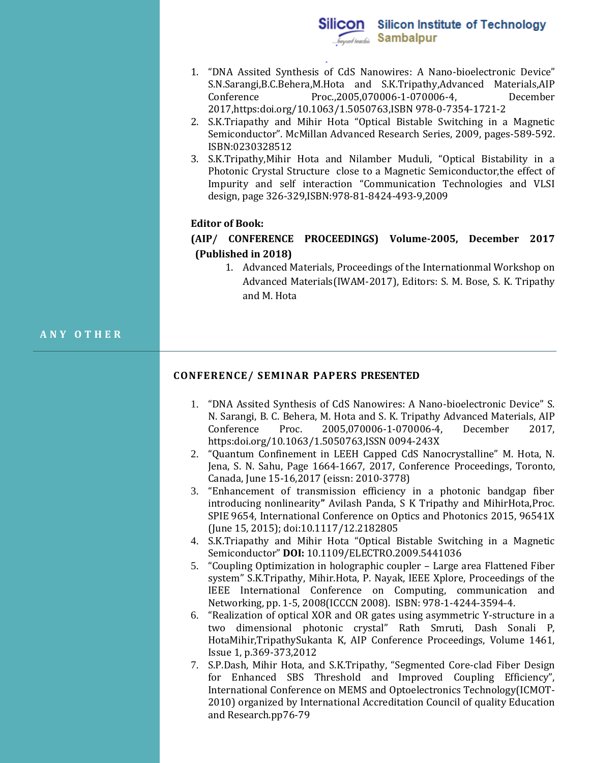1. "DNA Assited Synthesis of CdS Nanowires: A Nano-bioelectronic Device" S.N.Sarangi,B.C.Behera,M.Hota and S.K.Tripathy,Advanced Materials,AIP Conference Proc.,2005,070006-1-070006-4, December 2017,https:doi.org/10.1063/1.5050763,ISBN 978-0-7354-1721-2
2. S.K.Triapathy and Mihir Hota "Optical Bistable Switching in a Magnetic Semiconductor". McMillan Advanced Research Series, 2009, pages-589-592. ISBN:0230328512
3. S.K.Tripathy,Mihir Hota and Nilamber Muduli, "Optical Bistability in a Photonic Crystal Structure close to a Magnetic Semiconductor,the effect of Impurity and self interaction "Communication Technologies and VLSI design, page 326-329,ISBN:978-81-8424-493-9,2009

**Editor of Book:**

**(AIP/ CONFERENCE PROCEEDINGS) Volume-2005, December 2017 (Published in 2018)**

1. Advanced Materials, Proceedings of the Internationmal Workshop on Advanced Materials(IWAM-2017), Editors: S. M. Bose, S. K. Tripathy and M. Hota

## ANY OTHER

### CONFERENCE/ SEMINAR PAPERS PRESENTED

1. "DNA Assited Synthesis of CdS Nanowires: A Nano-bioelectronic Device" S. N. Sarangi, B. C. Behera, M. Hota and S. K. Tripathy Advanced Materials, AIP Conference Proc. 2005,070006-1-070006-4, December 2017, https:doi.org/10.1063/1.5050763,ISSN 0094-243X
2. "Quantum Confinement in LEEH Capped CdS Nanocrystalline" M. Hota, N. Jena, S. N. Sahu, Page 1664-1667, 2017, Conference Proceedings, Toronto, Canada, June 15-16,2017 (eissn: 2010-3778)
3. "Enhancement of transmission efficiency in a photonic bandgap fiber introducing nonlinearity**"** Avilash Panda, S K Tripathy and MihirHota,Proc. SPIE 9654, International Conference on Optics and Photonics 2015, 96541X (June 15, 2015); doi:10.1117/12.2182805
4. S.K.Triapathy and Mihir Hota "Optical Bistable Switching in a Magnetic Semiconductor" **DOI:** 10.1109/ELECTRO.2009.5441036
5. "Coupling Optimization in holographic coupler – Large area Flattened Fiber system" S.K.Tripathy, Mihir.Hota, P. Nayak, IEEE Xplore, Proceedings of the IEEE International Conference on Computing, communication and Networking, pp. 1-5, 2008(ICCCN 2008). ISBN: 978-1-4244-3594-4.
6. "Realization of optical XOR and OR gates using asymmetric Y-structure in a two dimensional photonic crystal" Rath Smruti, Dash Sonali P, HotaMihir,TripathySukanta K, AIP Conference Proceedings, Volume 1461, Issue 1, p.369-373,2012
7. S.P.Dash, Mihir Hota, and S.K.Tripathy, "Segmented Core-clad Fiber Design for Enhanced SBS Threshold and Improved Coupling Efficiency", International Conference on MEMS and Optoelectronics Technology(ICMOT-2010) organized by International Accreditation Council of quality Education and Research.pp76-79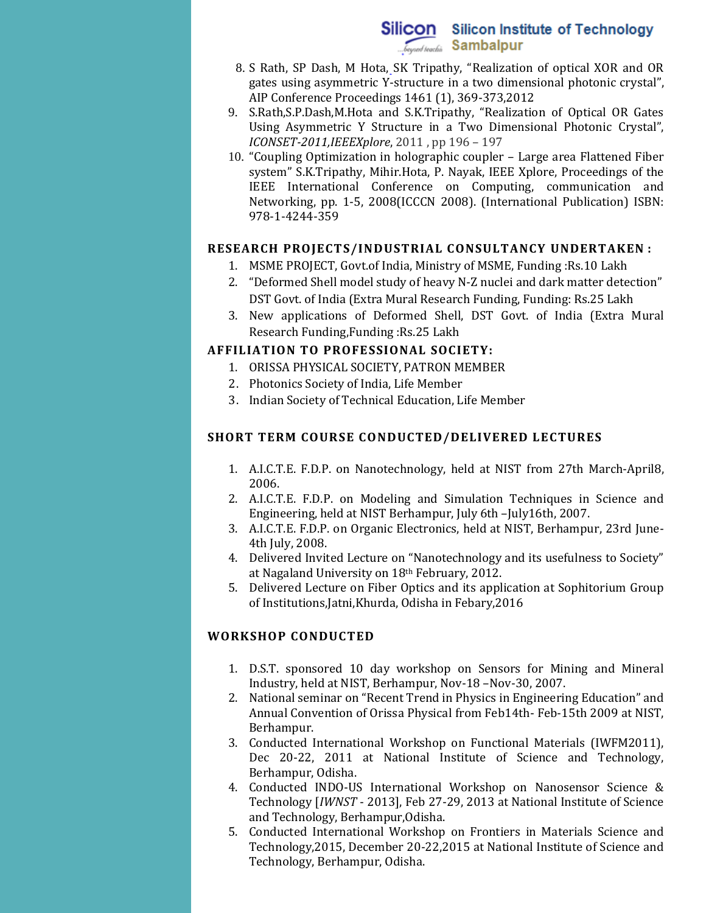8. S Rath, SP Dash, M Hota, SK Tripathy, "Realization of optical XOR and OR gates using asymmetric Y-structure in a two dimensional photonic crystal", AIP Conference Proceedings 1461 (1), 369-373,2012
9. S.Rath,S.P.Dash,M.Hota and S.K.Tripathy, "Realization of Optical OR Gates Using Asymmetric Y Structure in a Two Dimensional Photonic Crystal", *ICONSET-2011,IEEEXplore*, 2011 , pp 196 – 197
10. "Coupling Optimization in holographic coupler – Large area Flattened Fiber system" S.K.Tripathy, Mihir.Hota, P. Nayak, IEEE Xplore, Proceedings of the IEEE International Conference on Computing, communication and Networking, pp. 1-5, 2008(ICCCN 2008). (International Publication) ISBN: 978-1-4244-359

## RESEARCH PROJECTS/INDUSTRIAL CONSULTANCY UNDERTAKEN :

1. MSME PROJECT, Govt.of India, Ministry of MSME, Funding :Rs.10 Lakh
2. "Deformed Shell model study of heavy N-Z nuclei and dark matter detection" DST Govt. of India (Extra Mural Research Funding, Funding: Rs.25 Lakh
3. New applications of Deformed Shell, DST Govt. of India (Extra Mural Research Funding,Funding :Rs.25 Lakh

## AFFILIATION TO PROFESSIONAL SOCIETY:

1. ORISSA PHYSICAL SOCIETY, PATRON MEMBER
2. Photonics Society of India, Life Member
3. Indian Society of Technical Education, Life Member

## SHORT TERM COURSE CONDUCTED/DELIVERED LECTURES

1. A.I.C.T.E. F.D.P. on Nanotechnology, held at NIST from 27th March-April8, 2006.
2. A.I.C.T.E. F.D.P. on Modeling and Simulation Techniques in Science and Engineering, held at NIST Berhampur, July 6th –July16th, 2007.
3. A.I.C.T.E. F.D.P. on Organic Electronics, held at NIST, Berhampur, 23rd June-4th July, 2008.
4. Delivered Invited Lecture on "Nanotechnology and its usefulness to Society" at Nagaland University on 18th February, 2012.
5. Delivered Lecture on Fiber Optics and its application at Sophitorium Group of Institutions,Jatni,Khurda, Odisha in Febary,2016

## WORKSHOP CONDUCTED

1. D.S.T. sponsored 10 day workshop on Sensors for Mining and Mineral Industry, held at NIST, Berhampur, Nov-18 –Nov-30, 2007.
2. National seminar on "Recent Trend in Physics in Engineering Education" and Annual Convention of Orissa Physical from Feb14th- Feb-15th 2009 at NIST, Berhampur.
3. Conducted International Workshop on Functional Materials (IWFM2011), Dec 20-22, 2011 at National Institute of Science and Technology, Berhampur, Odisha.
4. Conducted INDO-US International Workshop on Nanosensor Science & Technology [*IWNST* - 2013], Feb 27-29, 2013 at National Institute of Science and Technology, Berhampur,Odisha.
5. Conducted International Workshop on Frontiers in Materials Science and Technology,2015, December 20-22,2015 at National Institute of Science and Technology, Berhampur, Odisha.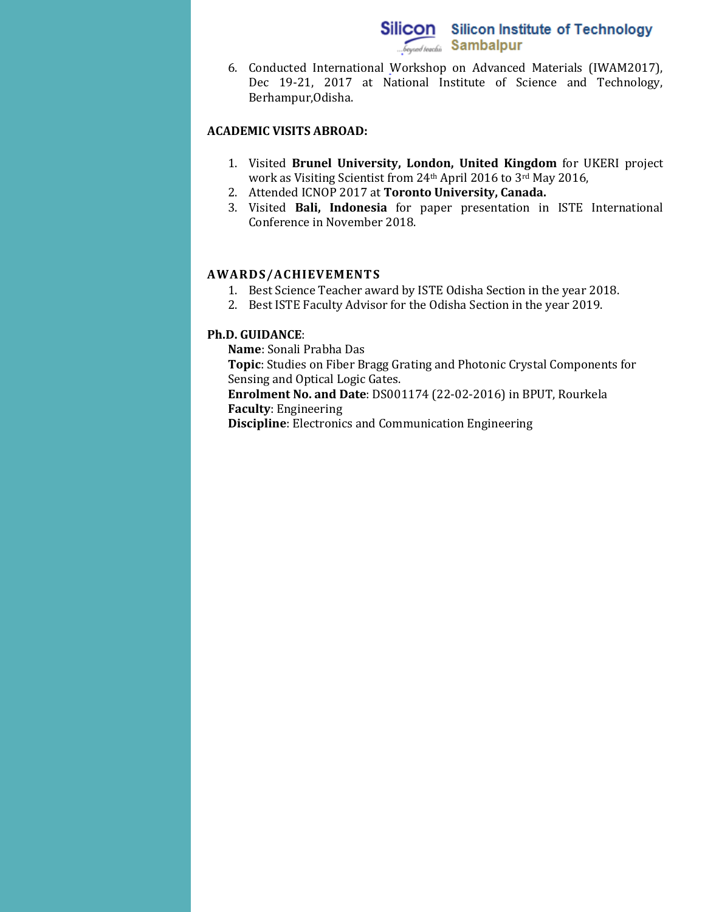6. Conducted International Workshop on Advanced Materials (IWAM2017), Dec 19-21, 2017 at National Institute of Science and Technology, Berhampur,Odisha.

**ACADEMIC VISITS ABROAD:**

1. Visited **Brunel University, London, United Kingdom** for UKERI project work as Visiting Scientist from 24th April 2016 to 3rd May 2016,
2. Attended ICNOP 2017 at **Toronto University, Canada.**
3. Visited **Bali, Indonesia** for paper presentation in ISTE International Conference in November 2018.

**AWARDS/ACHIEVEMENTS**

1. Best Science Teacher award by ISTE Odisha Section in the year 2018.
2. Best ISTE Faculty Advisor for the Odisha Section in the year 2019.

**Ph.D. GUIDANCE**:

**Name**: Sonali Prabha Das
**Topic**: Studies on Fiber Bragg Grating and Photonic Crystal Components for Sensing and Optical Logic Gates.
**Enrolment No. and Date**: DS001174 (22-02-2016) in BPUT, Rourkela
**Faculty**: Engineering
**Discipline**: Electronics and Communication Engineering